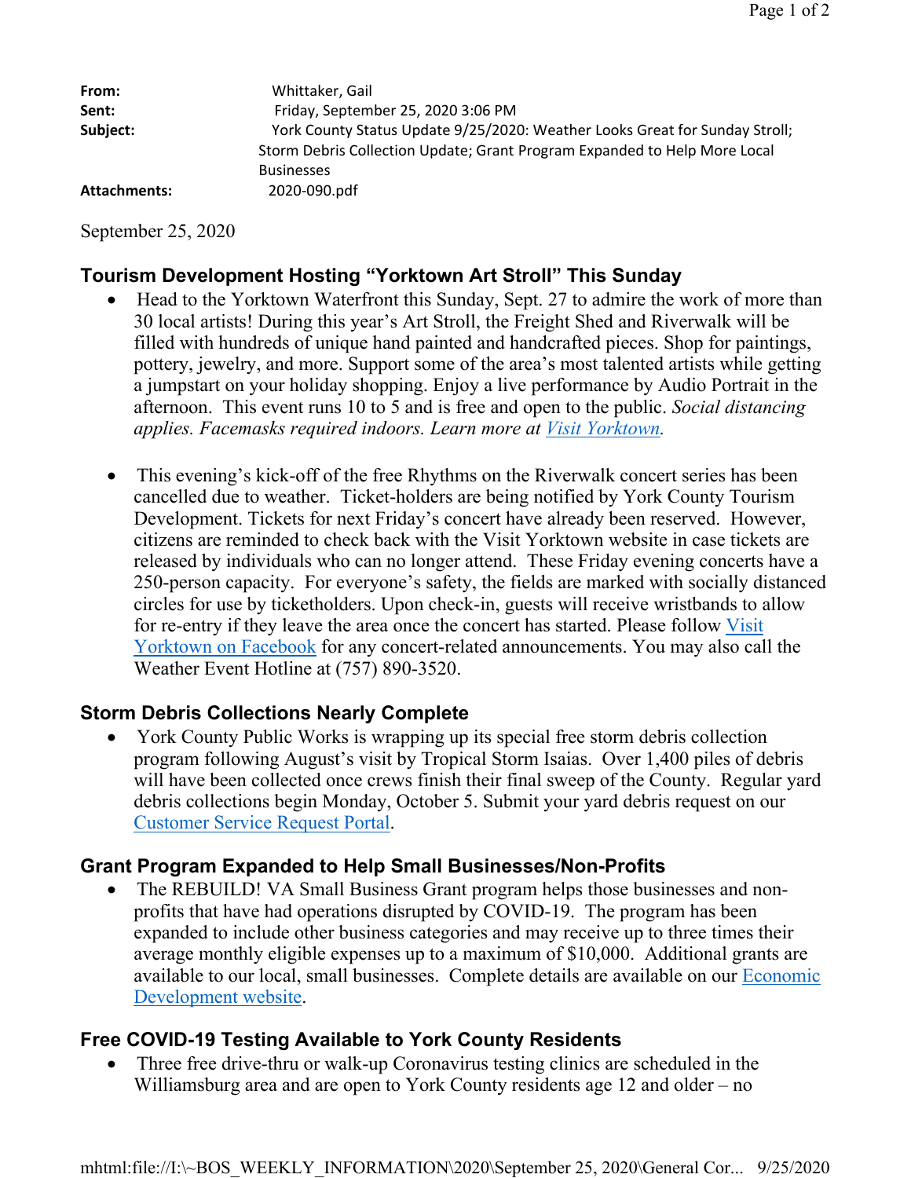**From:** Whittaker, Gail
**Sent:** Friday, September 25, 2020 3:06 PM
**Subject:** York County Status Update 9/25/2020: Weather Looks Great for Sunday Stroll; Storm Debris Collection Update; Grant Program Expanded to Help More Local Businesses
**Attachments:** 2020-090.pdf

September 25, 2020

## Tourism Development Hosting "Yorktown Art Stroll" This Sunday

- Head to the Yorktown Waterfront this Sunday, Sept. 27 to admire the work of more than 30 local artists! During this year's Art Stroll, the Freight Shed and Riverwalk will be filled with hundreds of unique hand painted and handcrafted pieces. Shop for paintings, pottery, jewelry, and more. Support some of the area's most talented artists while getting a jumpstart on your holiday shopping. Enjoy a live performance by Audio Portrait in the afternoon. This event runs 10 to 5 and is free and open to the public. *Social distancing applies. Facemasks required indoors. Learn more at Visit Yorktown.*

- This evening's kick-off of the free Rhythms on the Riverwalk concert series has been cancelled due to weather. Ticket-holders are being notified by York County Tourism Development. Tickets for next Friday's concert have already been reserved. However, citizens are reminded to check back with the Visit Yorktown website in case tickets are released by individuals who can no longer attend. These Friday evening concerts have a 250-person capacity. For everyone's safety, the fields are marked with socially distanced circles for use by ticketholders. Upon check-in, guests will receive wristbands to allow for re-entry if they leave the area once the concert has started. Please follow Visit Yorktown on Facebook for any concert-related announcements. You may also call the Weather Event Hotline at (757) 890-3520.

## Storm Debris Collections Nearly Complete

- York County Public Works is wrapping up its special free storm debris collection program following August's visit by Tropical Storm Isaias. Over 1,400 piles of debris will have been collected once crews finish their final sweep of the County. Regular yard debris collections begin Monday, October 5. Submit your yard debris request on our Customer Service Request Portal.

## Grant Program Expanded to Help Small Businesses/Non-Profits

- The REBUILD! VA Small Business Grant program helps those businesses and non-profits that have had operations disrupted by COVID-19. The program has been expanded to include other business categories and may receive up to three times their average monthly eligible expenses up to a maximum of $10,000. Additional grants are available to our local, small businesses. Complete details are available on our Economic Development website.

## Free COVID-19 Testing Available to York County Residents

- Three free drive-thru or walk-up Coronavirus testing clinics are scheduled in the Williamsburg area and are open to York County residents age 12 and older – no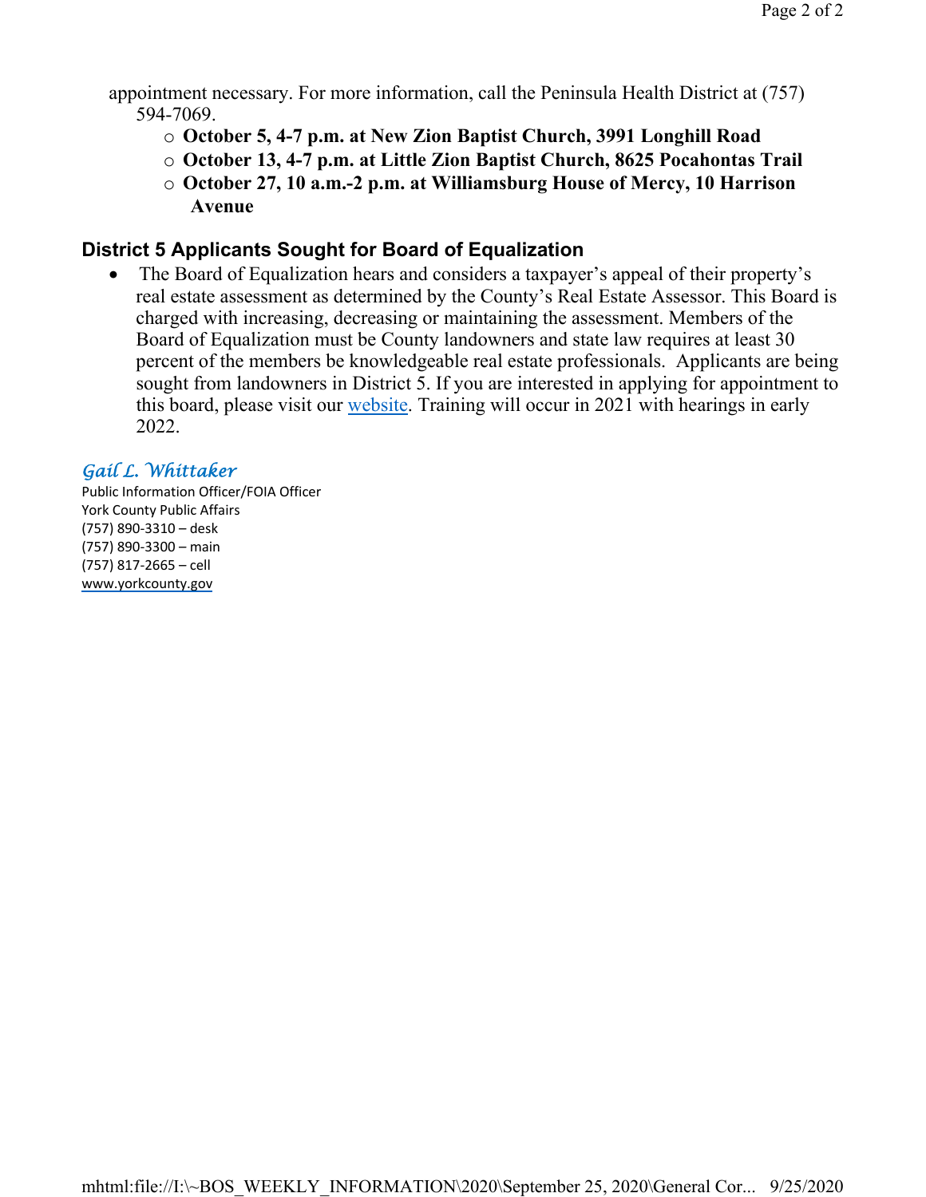appointment necessary. For more information, call the Peninsula Health District at (757) 594-7069.

- **October 5, 4-7 p.m. at New Zion Baptist Church, 3991 Longhill Road**
- **October 13, 4-7 p.m. at Little Zion Baptist Church, 8625 Pocahontas Trail**
- **October 27, 10 a.m.-2 p.m. at Williamsburg House of Mercy, 10 Harrison Avenue**

## District 5 Applicants Sought for Board of Equalization

- The Board of Equalization hears and considers a taxpayer's appeal of their property's real estate assessment as determined by the County's Real Estate Assessor. This Board is charged with increasing, decreasing or maintaining the assessment. Members of the Board of Equalization must be County landowners and state law requires at least 30 percent of the members be knowledgeable real estate professionals. Applicants are being sought from landowners in District 5. If you are interested in applying for appointment to this board, please visit our website. Training will occur in 2021 with hearings in early 2022.

*Gail L. Whittaker*
Public Information Officer/FOIA Officer
York County Public Affairs
(757) 890-3310 – desk
(757) 890-3300 – main
(757) 817-2665 – cell
www.yorkcounty.gov